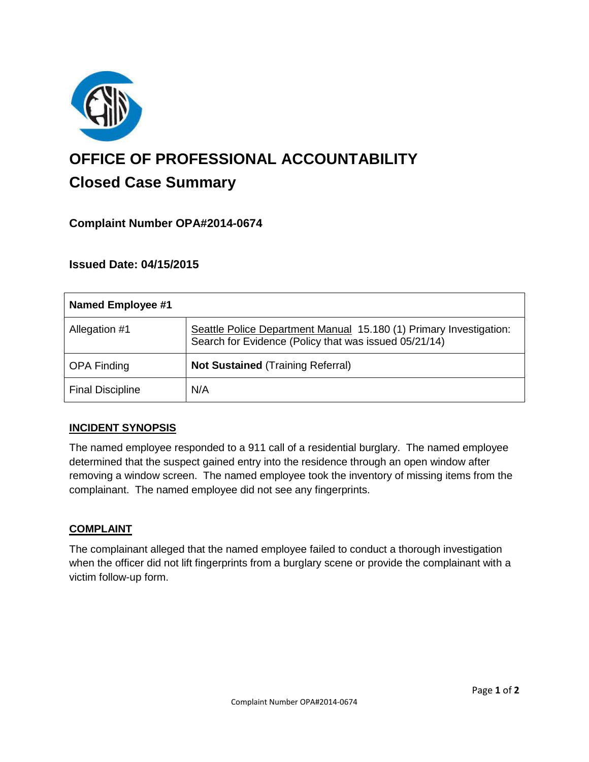# OFFICE OF PROFESSIONAL ACCOUNTABILITY

## Closed Case Summary

### Complaint Number OPA#2014-0674

### Issued Date: 04/15/2015

| Named Employee #1 | |
|---|---|
| Allegation #1 | Seattle Police Department Manual 15.180 (1) Primary Investigation: Search for Evidence (Policy that was issued 05/21/14) |
| OPA Finding | **Not Sustained** (Training Referral) |
| Final Discipline | N/A |

### INCIDENT SYNOPSIS

The named employee responded to a 911 call of a residential burglary. The named employee determined that the suspect gained entry into the residence through an open window after removing a window screen. The named employee took the inventory of missing items from the complainant. The named employee did not see any fingerprints.

### COMPLAINT

The complainant alleged that the named employee failed to conduct a thorough investigation when the officer did not lift fingerprints from a burglary scene or provide the complainant with a victim follow-up form.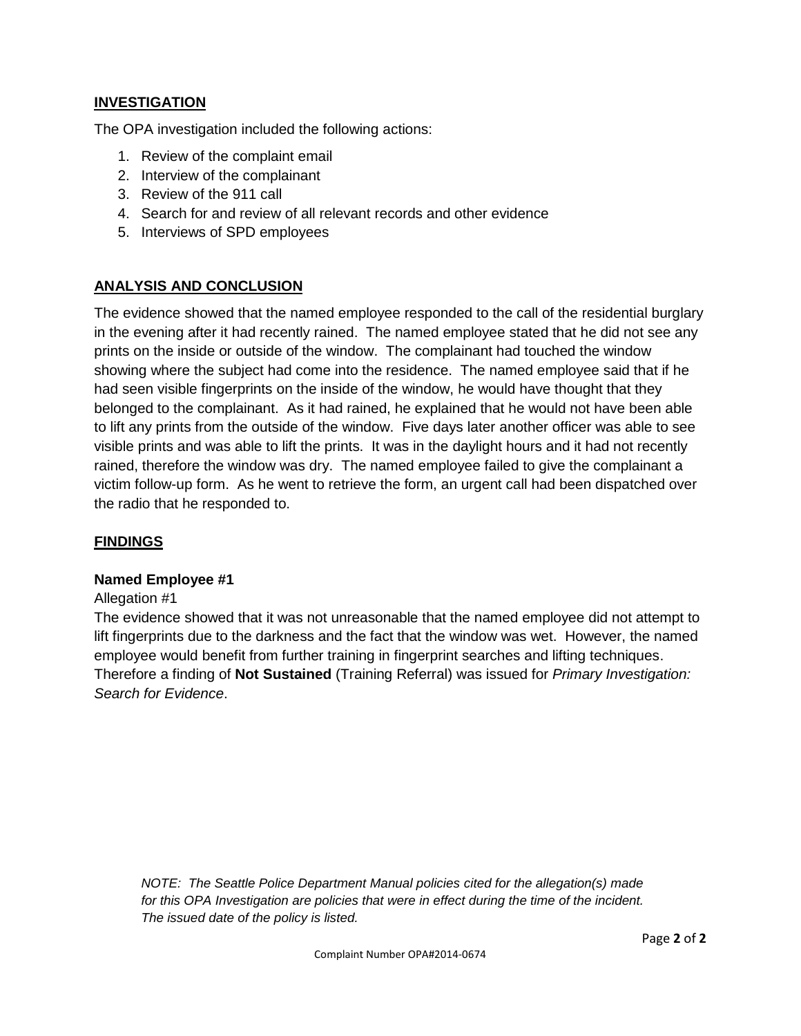## INVESTIGATION

The OPA investigation included the following actions:

1. Review of the complaint email
2. Interview of the complainant
3. Review of the 911 call
4. Search for and review of all relevant records and other evidence
5. Interviews of SPD employees

## ANALYSIS AND CONCLUSION

The evidence showed that the named employee responded to the call of the residential burglary in the evening after it had recently rained. The named employee stated that he did not see any prints on the inside or outside of the window. The complainant had touched the window showing where the subject had come into the residence. The named employee said that if he had seen visible fingerprints on the inside of the window, he would have thought that they belonged to the complainant. As it had rained, he explained that he would not have been able to lift any prints from the outside of the window. Five days later another officer was able to see visible prints and was able to lift the prints. It was in the daylight hours and it had not recently rained, therefore the window was dry. The named employee failed to give the complainant a victim follow-up form. As he went to retrieve the form, an urgent call had been dispatched over the radio that he responded to.

## FINDINGS

**Named Employee #1**

Allegation #1

The evidence showed that it was not unreasonable that the named employee did not attempt to lift fingerprints due to the darkness and the fact that the window was wet. However, the named employee would benefit from further training in fingerprint searches and lifting techniques. Therefore a finding of **Not Sustained** (Training Referral) was issued for *Primary Investigation: Search for Evidence*.

*NOTE: The Seattle Police Department Manual policies cited for the allegation(s) made for this OPA Investigation are policies that were in effect during the time of the incident. The issued date of the policy is listed.*

Complaint Number OPA#2014-0674